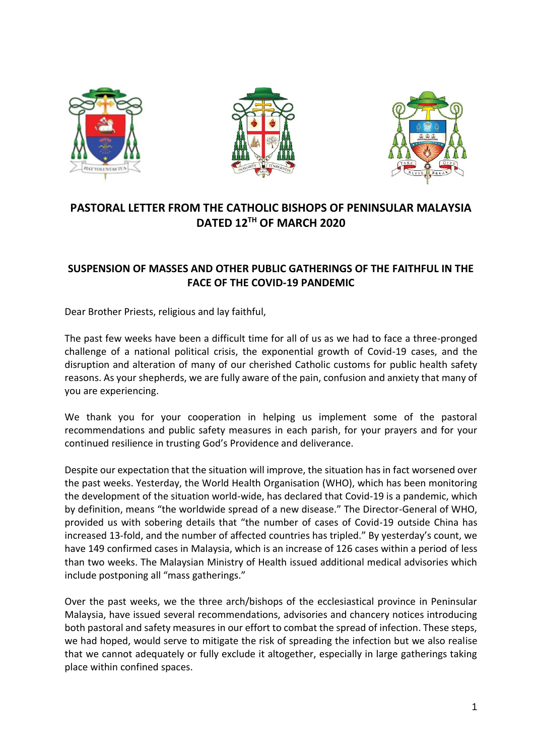# PASTORAL LETTER FROM THE CATHOLIC BISHOPS OF PENINSULAR MALAYSIA DATED 12TH OF MARCH 2020

## SUSPENSION OF MASSES AND OTHER PUBLIC GATHERINGS OF THE FAITHFUL IN THE FACE OF THE COVID-19 PANDEMIC

Dear Brother Priests, religious and lay faithful,

The past few weeks have been a difficult time for all of us as we had to face a three-pronged challenge of a national political crisis, the exponential growth of Covid-19 cases, and the disruption and alteration of many of our cherished Catholic customs for public health safety reasons. As your shepherds, we are fully aware of the pain, confusion and anxiety that many of you are experiencing.

We thank you for your cooperation in helping us implement some of the pastoral recommendations and public safety measures in each parish, for your prayers and for your continued resilience in trusting God's Providence and deliverance.

Despite our expectation that the situation will improve, the situation has in fact worsened over the past weeks. Yesterday, the World Health Organisation (WHO), which has been monitoring the development of the situation world-wide, has declared that Covid-19 is a pandemic, which by definition, means "the worldwide spread of a new disease." The Director-General of WHO, provided us with sobering details that "the number of cases of Covid-19 outside China has increased 13-fold, and the number of affected countries has tripled." By yesterday's count, we have 149 confirmed cases in Malaysia, which is an increase of 126 cases within a period of less than two weeks. The Malaysian Ministry of Health issued additional medical advisories which include postponing all "mass gatherings."

Over the past weeks, we the three arch/bishops of the ecclesiastical province in Peninsular Malaysia, have issued several recommendations, advisories and chancery notices introducing both pastoral and safety measures in our effort to combat the spread of infection. These steps, we had hoped, would serve to mitigate the risk of spreading the infection but we also realise that we cannot adequately or fully exclude it altogether, especially in large gatherings taking place within confined spaces.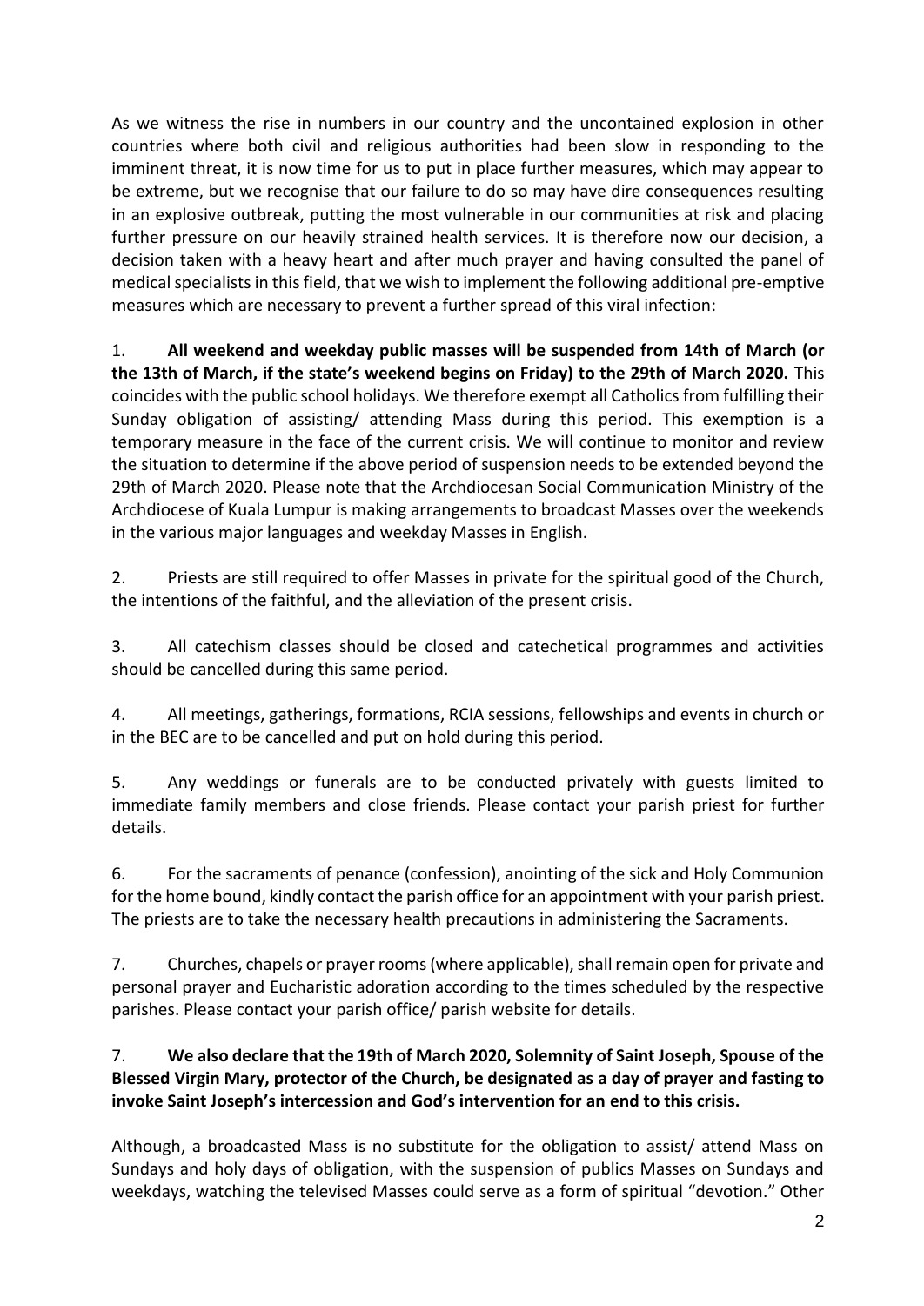As we witness the rise in numbers in our country and the uncontained explosion in other countries where both civil and religious authorities had been slow in responding to the imminent threat, it is now time for us to put in place further measures, which may appear to be extreme, but we recognise that our failure to do so may have dire consequences resulting in an explosive outbreak, putting the most vulnerable in our communities at risk and placing further pressure on our heavily strained health services. It is therefore now our decision, a decision taken with a heavy heart and after much prayer and having consulted the panel of medical specialists in this field, that we wish to implement the following additional pre-emptive measures which are necessary to prevent a further spread of this viral infection:

1. **All weekend and weekday public masses will be suspended from 14th of March (or the 13th of March, if the state's weekend begins on Friday) to the 29th of March 2020.** This coincides with the public school holidays. We therefore exempt all Catholics from fulfilling their Sunday obligation of assisting/ attending Mass during this period. This exemption is a temporary measure in the face of the current crisis. We will continue to monitor and review the situation to determine if the above period of suspension needs to be extended beyond the 29th of March 2020. Please note that the Archdiocesan Social Communication Ministry of the Archdiocese of Kuala Lumpur is making arrangements to broadcast Masses over the weekends in the various major languages and weekday Masses in English.

2. Priests are still required to offer Masses in private for the spiritual good of the Church, the intentions of the faithful, and the alleviation of the present crisis.

3. All catechism classes should be closed and catechetical programmes and activities should be cancelled during this same period.

4. All meetings, gatherings, formations, RCIA sessions, fellowships and events in church or in the BEC are to be cancelled and put on hold during this period.

5. Any weddings or funerals are to be conducted privately with guests limited to immediate family members and close friends. Please contact your parish priest for further details.

6. For the sacraments of penance (confession), anointing of the sick and Holy Communion for the home bound, kindly contact the parish office for an appointment with your parish priest. The priests are to take the necessary health precautions in administering the Sacraments.

7. Churches, chapels or prayer rooms (where applicable), shall remain open for private and personal prayer and Eucharistic adoration according to the times scheduled by the respective parishes. Please contact your parish office/ parish website for details.

7. **We also declare that the 19th of March 2020, Solemnity of Saint Joseph, Spouse of the Blessed Virgin Mary, protector of the Church, be designated as a day of prayer and fasting to invoke Saint Joseph's intercession and God's intervention for an end to this crisis.**

Although, a broadcasted Mass is no substitute for the obligation to assist/ attend Mass on Sundays and holy days of obligation, with the suspension of publics Masses on Sundays and weekdays, watching the televised Masses could serve as a form of spiritual "devotion." Other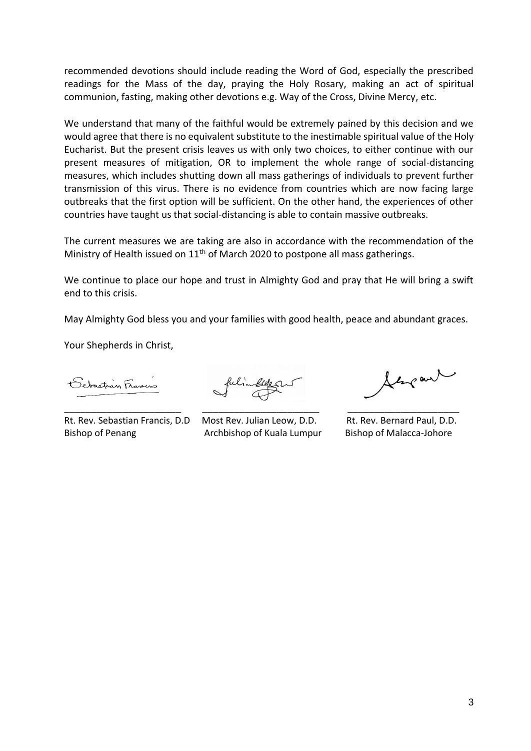recommended devotions should include reading the Word of God, especially the prescribed readings for the Mass of the day, praying the Holy Rosary, making an act of spiritual communion, fasting, making other devotions e.g. Way of the Cross, Divine Mercy, etc.

We understand that many of the faithful would be extremely pained by this decision and we would agree that there is no equivalent substitute to the inestimable spiritual value of the Holy Eucharist. But the present crisis leaves us with only two choices, to either continue with our present measures of mitigation, OR to implement the whole range of social-distancing measures, which includes shutting down all mass gatherings of individuals to prevent further transmission of this virus. There is no evidence from countries which are now facing large outbreaks that the first option will be sufficient. On the other hand, the experiences of other countries have taught us that social-distancing is able to contain massive outbreaks.

The current measures we are taking are also in accordance with the recommendation of the Ministry of Health issued on 11th of March 2020 to postpone all mass gatherings.

We continue to place our hope and trust in Almighty God and pray that He will bring a swift end to this crisis.

May Almighty God bless you and your families with good health, peace and abundant graces.

Your Shepherds in Christ,

| | | |
|---|---|---|
| Rt. Rev. Sebastian Francis, D.D | Most Rev. Julian Leow, D.D. | Rt. Rev. Bernard Paul, D.D. |
| Bishop of Penang | Archbishop of Kuala Lumpur | Bishop of Malacca-Johore |